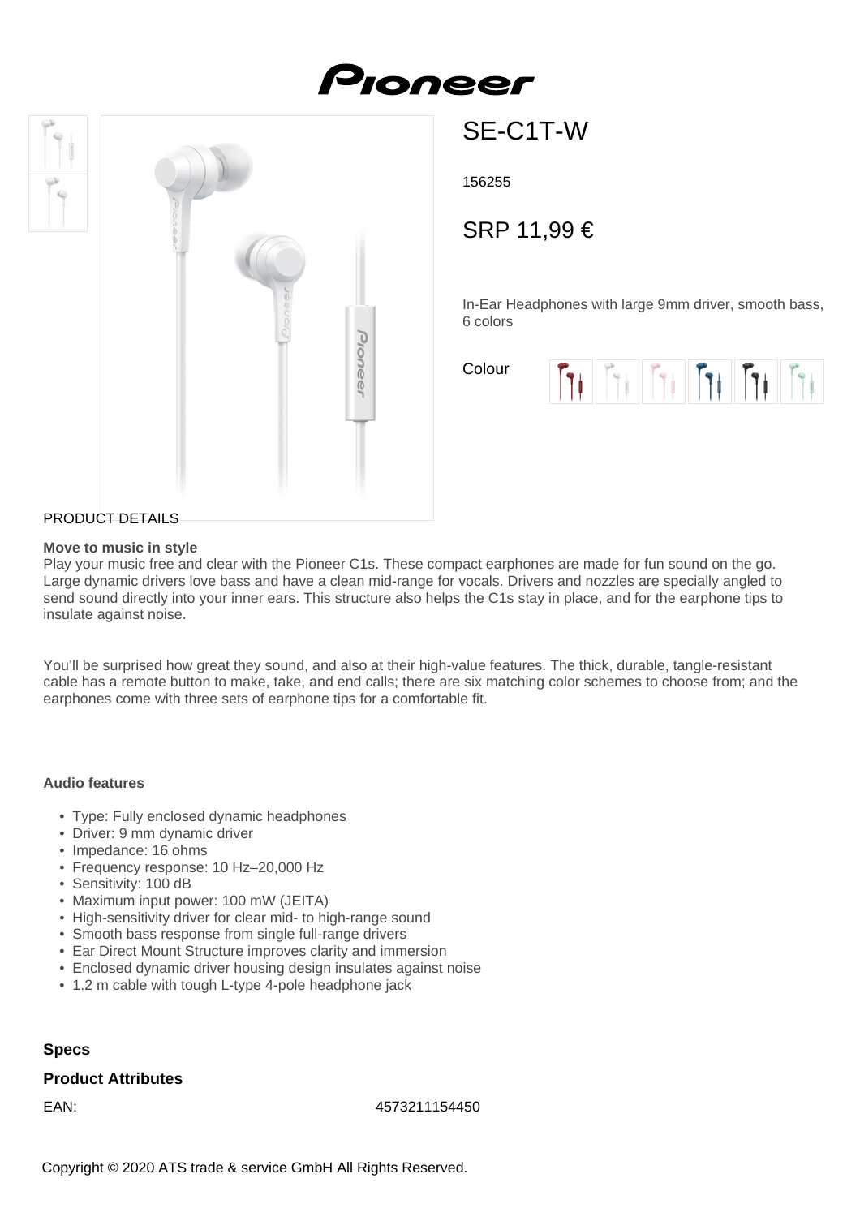# SE-C1T-W

156255

SRP 11,99 €

In-Ear Headphones with large 9mm driver, smooth bass, 6 colors

Colour

PRODUCT DETAILS

**Move to music in style**

Play your music free and clear with the Pioneer C1s. These compact earphones are made for fun sound on the go. Large dynamic drivers love bass and have a clean mid-range for vocals. Drivers and nozzles are specially angled to send sound directly into your inner ears. This structure also helps the C1s stay in place, and for the earphone tips to insulate against noise.

You'll be surprised how great they sound, and also at their high-value features. The thick, durable, tangle-resistant cable has a remote button to make, take, and end calls; there are six matching color schemes to choose from; and the earphones come with three sets of earphone tips for a comfortable fit.

**Audio features**

- Type: Fully enclosed dynamic headphones
- Driver: 9 mm dynamic driver
- Impedance: 16 ohms
- Frequency response: 10 Hz–20,000 Hz
- Sensitivity: 100 dB
- Maximum input power: 100 mW (JEITA)
- High-sensitivity driver for clear mid- to high-range sound
- Smooth bass response from single full-range drivers
- Ear Direct Mount Structure improves clarity and immersion
- Enclosed dynamic driver housing design insulates against noise
- 1.2 m cable with tough L-type 4-pole headphone jack

## Specs

### Product Attributes

| EAN: | 4573211154450 |
|---|---|

Copyright © 2020 ATS trade & service GmbH All Rights Reserved.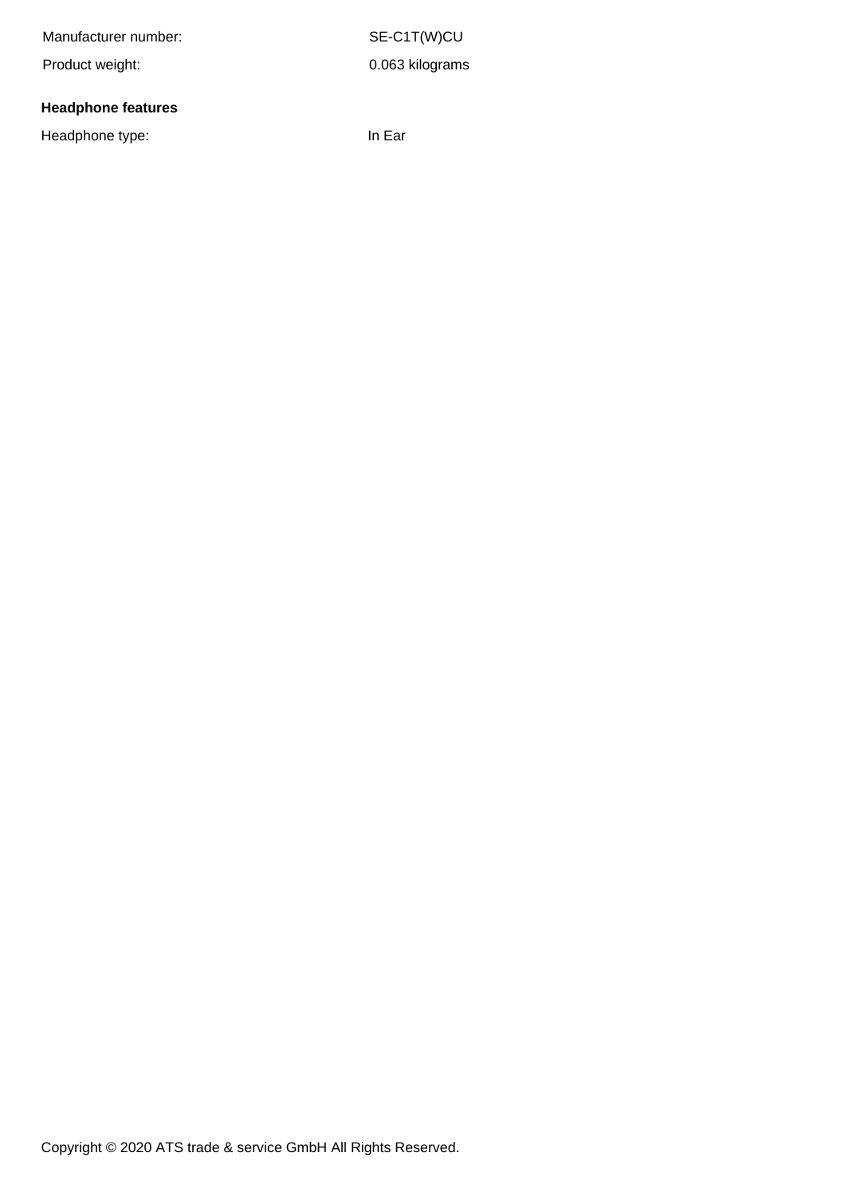| | |
|---|---|
| Manufacturer number: | SE-C1T(W)CU |
| Product weight: | 0.063 kilograms |

**Headphone features**

| | |
|---|---|
| Headphone type: | In Ear |

Copyright © 2020 ATS trade & service GmbH All Rights Reserved.